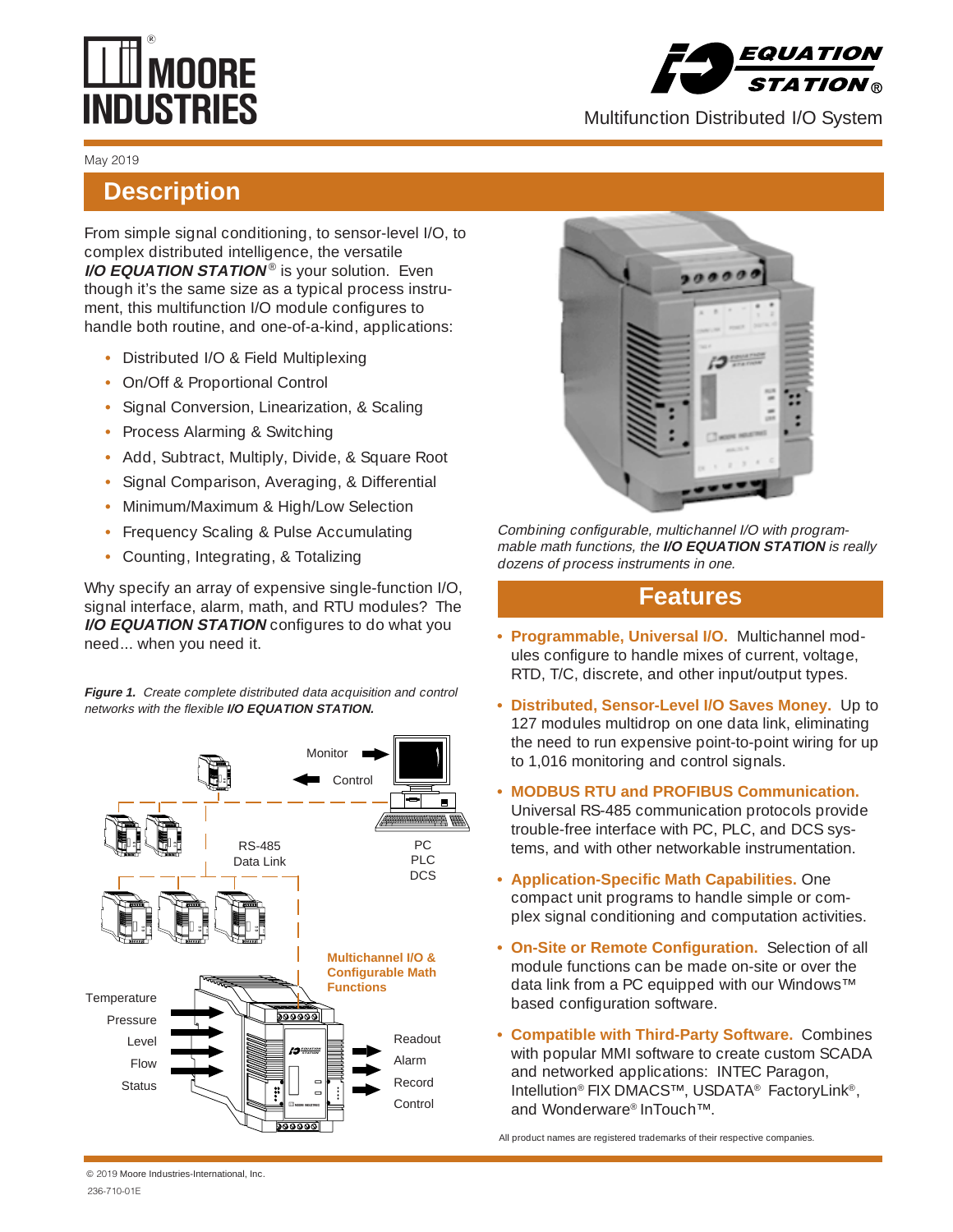MOORE INDUSTRIES

I/O EQUATION STATION®

Multifunction Distributed I/O System

May 2019

## Description

From simple signal conditioning, to sensor-level I/O, to complex distributed intelligence, the versatile ***I/O EQUATION STATION***® is your solution. Even though it's the same size as a typical process instrument, this multifunction I/O module configures to handle both routine, and one-of-a-kind, applications:

- Distributed I/O & Field Multiplexing
- On/Off & Proportional Control
- Signal Conversion, Linearization, & Scaling
- Process Alarming & Switching
- Add, Subtract, Multiply, Divide, & Square Root
- Signal Comparison, Averaging, & Differential
- Minimum/Maximum & High/Low Selection
- Frequency Scaling & Pulse Accumulating
- Counting, Integrating, & Totalizing

Why specify an array of expensive single-function I/O, signal interface, alarm, math, and RTU modules? The ***I/O EQUATION STATION*** configures to do what you need... when you need it.

***Figure 1.*** *Create complete distributed data acquisition and control networks with the flexible* ***I/O EQUATION STATION.***

Monitor
Control
RS-485 Data Link
PC
PLC
DCS
Multichannel I/O & Configurable Math Functions
Temperature
Pressure
Level
Flow
Status
Readout
Alarm
Record
Control

*Combining configurable, multichannel I/O with programmable math functions, the* ***I/O EQUATION STATION*** *is really dozens of process instruments in one.*

## Features

- **Programmable, Universal I/O.** Multichannel modules configure to handle mixes of current, voltage, RTD, T/C, discrete, and other input/output types.
- **Distributed, Sensor-Level I/O Saves Money.** Up to 127 modules multidrop on one data link, eliminating the need to run expensive point-to-point wiring for up to 1,016 monitoring and control signals.
- **MODBUS RTU and PROFIBUS Communication.** Universal RS-485 communication protocols provide trouble-free interface with PC, PLC, and DCS systems, and with other networkable instrumentation.
- **Application-Specific Math Capabilities.** One compact unit programs to handle simple or complex signal conditioning and computation activities.
- **On-Site or Remote Configuration.** Selection of all module functions can be made on-site or over the data link from a PC equipped with our Windows™ based configuration software.
- **Compatible with Third-Party Software.** Combines with popular MMI software to create custom SCADA and networked applications: INTEC Paragon, Intellution® FIX DMACS™, USDATA® FactoryLink®, and Wonderware® InTouch™.

All product names are registered trademarks of their respective companies.

© 2019 Moore Industries-International, Inc.

236-710-01E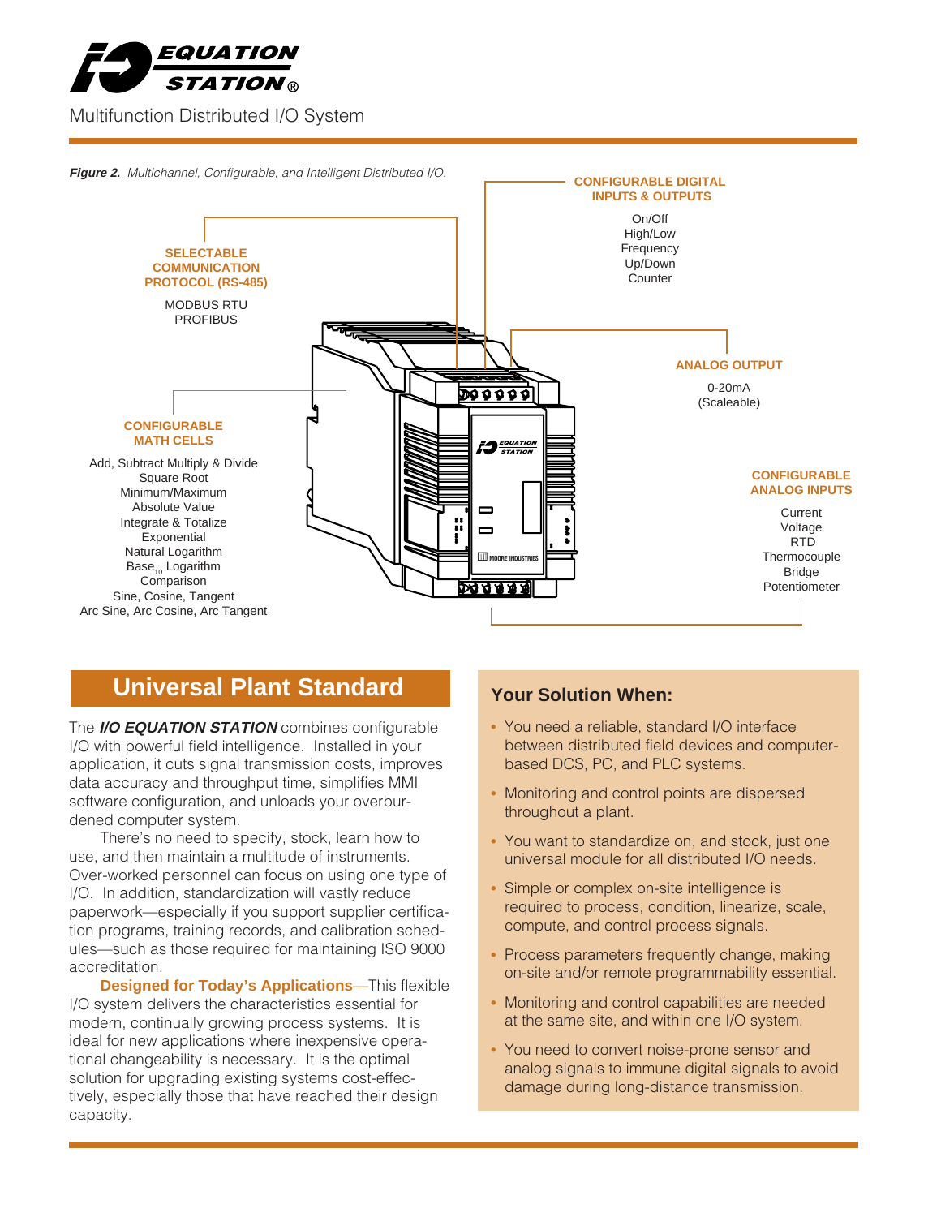# I/O EQUATION STATION®

Multifunction Distributed I/O System

***Figure 2.** Multichannel, Configurable, and Intelligent Distributed I/O.*

**SELECTABLE COMMUNICATION PROTOCOL (RS-485)**

MODBUS RTU
PROFIBUS

**CONFIGURABLE DIGITAL INPUTS & OUTPUTS**

On/Off
High/Low
Frequency
Up/Down
Counter

**ANALOG OUTPUT**

0-20mA
(Scaleable)

**CONFIGURABLE MATH CELLS**

Add, Subtract Multiply & Divide
Square Root
Minimum/Maximum
Absolute Value
Integrate & Totalize
Exponential
Natural Logarithm
$\text{Base}_{10}$ Logarithm
Comparison
Sine, Cosine, Tangent
Arc Sine, Arc Cosine, Arc Tangent

**CONFIGURABLE ANALOG INPUTS**

Current
Voltage
RTD
Thermocouple
Bridge
Potentiometer

## Universal Plant Standard

The ***I/O EQUATION STATION*** combines configurable I/O with powerful field intelligence. Installed in your application, it cuts signal transmission costs, improves data accuracy and throughput time, simplifies MMI software configuration, and unloads your overburdened computer system.

There's no need to specify, stock, learn how to use, and then maintain a multitude of instruments. Over-worked personnel can focus on using one type of I/O. In addition, standardization will vastly reduce paperwork—especially if you support supplier certification programs, training records, and calibration schedules—such as those required for maintaining ISO 9000 accreditation.

**Designed for Today's Applications**—This flexible I/O system delivers the characteristics essential for modern, continually growing process systems. It is ideal for new applications where inexpensive operational changeability is necessary. It is the optimal solution for upgrading existing systems cost-effectively, especially those that have reached their design capacity.

### Your Solution When:

- You need a reliable, standard I/O interface between distributed field devices and computer-based DCS, PC, and PLC systems.
- Monitoring and control points are dispersed throughout a plant.
- You want to standardize on, and stock, just one universal module for all distributed I/O needs.
- Simple or complex on-site intelligence is required to process, condition, linearize, scale, compute, and control process signals.
- Process parameters frequently change, making on-site and/or remote programmability essential.
- Monitoring and control capabilities are needed at the same site, and within one I/O system.
- You need to convert noise-prone sensor and analog signals to immune digital signals to avoid damage during long-distance transmission.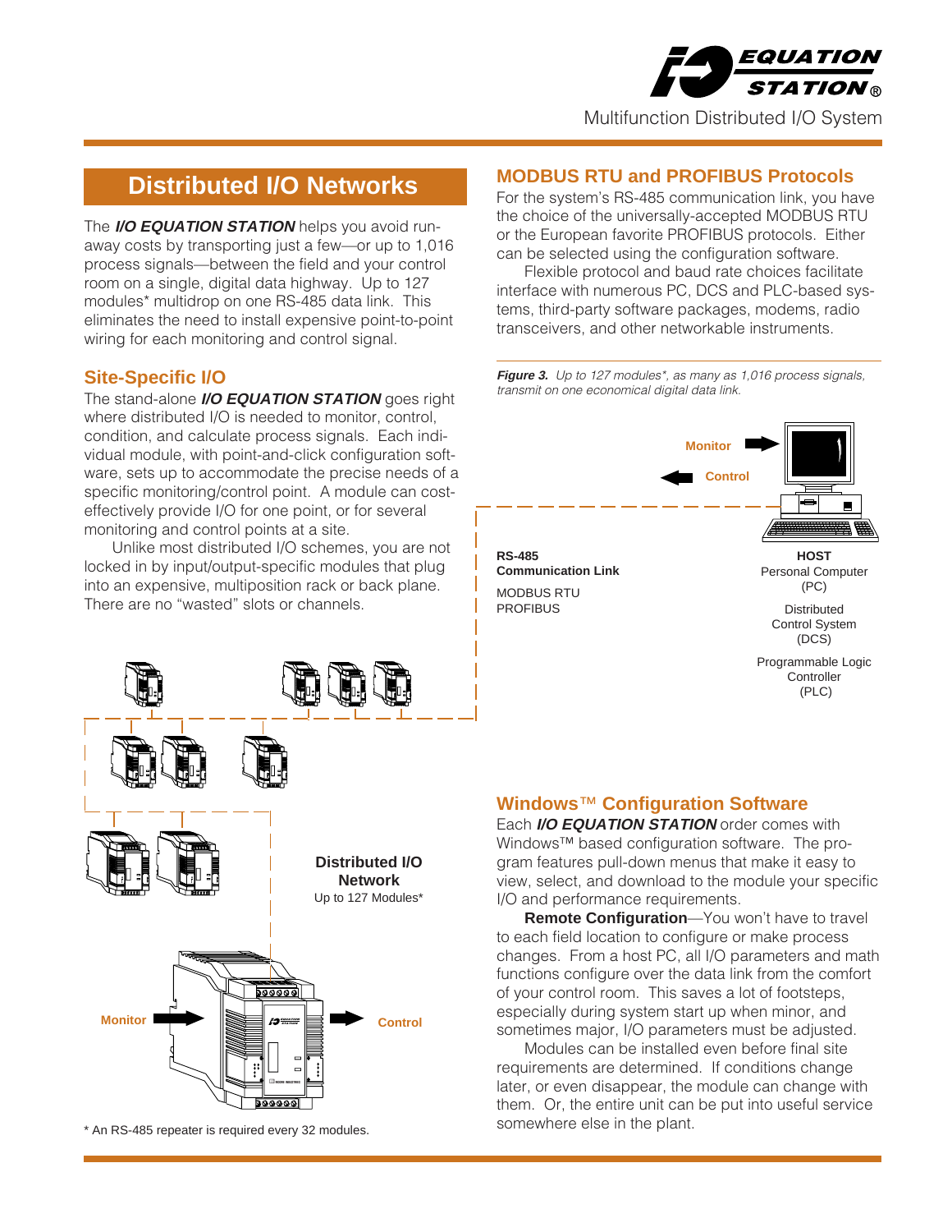## Distributed I/O Networks

The ***I/O EQUATION STATION*** helps you avoid run-away costs by transporting just a few—or up to 1,016 process signals—between the field and your control room on a single, digital data highway. Up to 127 modules* multidrop on one RS-485 data link. This eliminates the need to install expensive point-to-point wiring for each monitoring and control signal.

### Site-Specific I/O

The stand-alone ***I/O EQUATION STATION*** goes right where distributed I/O is needed to monitor, control, condition, and calculate process signals. Each individual module, with point-and-click configuration software, sets up to accommodate the precise needs of a specific monitoring/control point. A module can cost-effectively provide I/O for one point, or for several monitoring and control points at a site.

Unlike most distributed I/O schemes, you are not locked in by input/output-specific modules that plug into an expensive, multiposition rack or back plane. There are no "wasted" slots or channels.

Monitor

Control

**Distributed I/O Network**
Up to 127 Modules*

\* An RS-485 repeater is required every 32 modules.

### MODBUS RTU and PROFIBUS Protocols

For the system's RS-485 communication link, you have the choice of the universally-accepted MODBUS RTU or the European favorite PROFIBUS protocols. Either can be selected using the configuration software.

Flexible protocol and baud rate choices facilitate interface with numerous PC, DCS and PLC-based systems, third-party software packages, modems, radio transceivers, and other networkable instruments.

***Figure 3.*** *Up to 127 modules\*, as many as 1,016 process signals, transmit on one economical digital data link.*

Monitor

Control

**RS-485 Communication Link**
MODBUS RTU
PROFIBUS

**HOST**
Personal Computer (PC)

Distributed Control System (DCS)

Programmable Logic Controller (PLC)

### Windows™ Configuration Software

Each ***I/O EQUATION STATION*** order comes with Windows™ based configuration software. The program features pull-down menus that make it easy to view, select, and download to the module your specific I/O and performance requirements.

**Remote Configuration**—You won't have to travel to each field location to configure or make process changes. From a host PC, all I/O parameters and math functions configure over the data link from the comfort of your control room. This saves a lot of footsteps, especially during system start up when minor, and sometimes major, I/O parameters must be adjusted.

Modules can be installed even before final site requirements are determined. If conditions change later, or even disappear, the module can change with them. Or, the entire unit can be put into useful service somewhere else in the plant.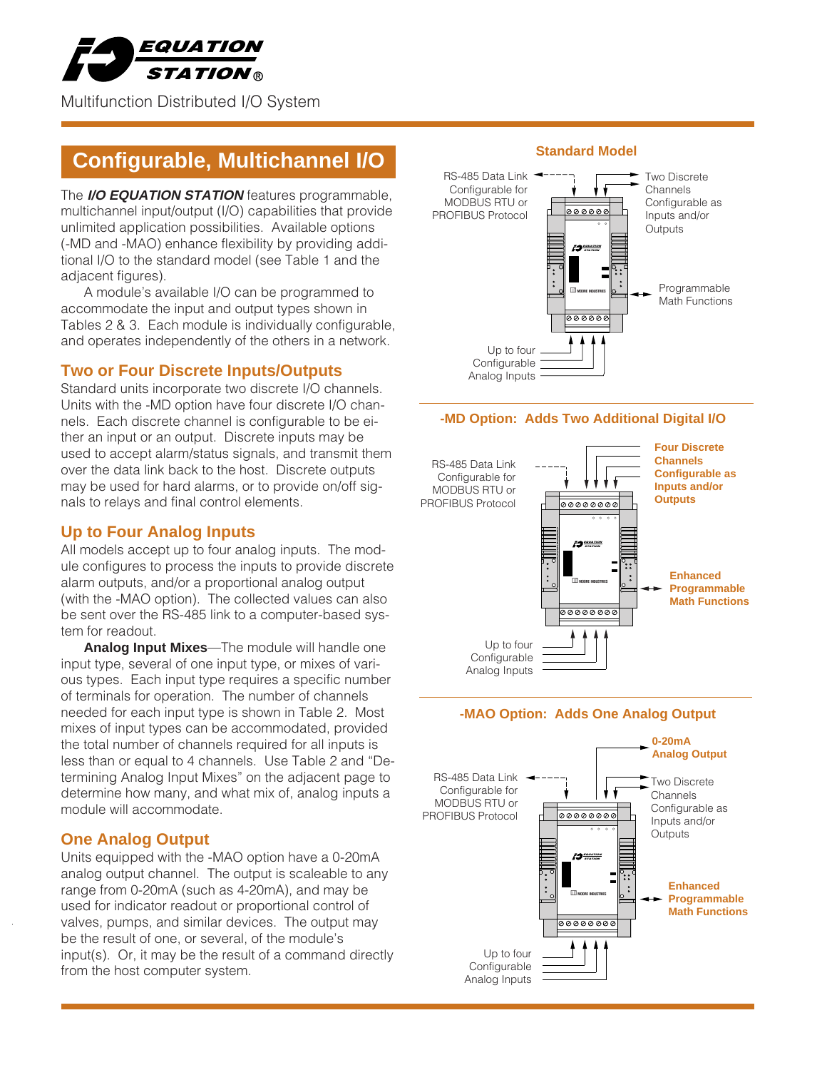# I/O EQUATION STATION®

Multifunction Distributed I/O System

## Configurable, Multichannel I/O

The ***I/O EQUATION STATION*** features programmable, multichannel input/output (I/O) capabilities that provide unlimited application possibilities. Available options (-MD and -MAO) enhance flexibility by providing additional I/O to the standard model (see Table 1 and the adjacent figures).

A module's available I/O can be programmed to accommodate the input and output types shown in Tables 2 & 3. Each module is individually configurable, and operates independently of the others in a network.

### Two or Four Discrete Inputs/Outputs

Standard units incorporate two discrete I/O channels. Units with the -MD option have four discrete I/O channels. Each discrete channel is configurable to be either an input or an output. Discrete inputs may be used to accept alarm/status signals, and transmit them over the data link back to the host. Discrete outputs may be used for hard alarms, or to provide on/off signals to relays and final control elements.

### Up to Four Analog Inputs

All models accept up to four analog inputs. The module configures to process the inputs to provide discrete alarm outputs, and/or a proportional analog output (with the -MAO option). The collected values can also be sent over the RS-485 link to a computer-based system for readout.

**Analog Input Mixes**—The module will handle one input type, several of one input type, or mixes of various types. Each input type requires a specific number of terminals for operation. The number of channels needed for each input type is shown in Table 2. Most mixes of input types can be accommodated, provided the total number of channels required for all inputs is less than or equal to 4 channels. Use Table 2 and "Determining Analog Input Mixes" on the adjacent page to determine how many, and what mix of, analog inputs a module will accommodate.

### One Analog Output

Units equipped with the -MAO option have a 0-20mA analog output channel. The output is scaleable to any range from 0-20mA (such as 4-20mA), and may be used for indicator readout or proportional control of valves, pumps, and similar devices. The output may be the result of one, or several, of the module's input(s). Or, it may be the result of a command directly from the host computer system.

### Standard Model

RS-485 Data Link Configurable for MODBUS RTU or PROFIBUS Protocol

Two Discrete Channels Configurable as Inputs and/or Outputs

Programmable Math Functions

Up to four Configurable Analog Inputs

### -MD Option: Adds Two Additional Digital I/O

RS-485 Data Link Configurable for MODBUS RTU or PROFIBUS Protocol

**Four Discrete Channels Configurable as Inputs and/or Outputs**

**Enhanced Programmable Math Functions**

Up to four Configurable Analog Inputs

### -MAO Option: Adds One Analog Output

**0-20mA Analog Output**

RS-485 Data Link Configurable for MODBUS RTU or PROFIBUS Protocol

Two Discrete Channels Configurable as Inputs and/or Outputs

**Enhanced Programmable Math Functions**

Up to four Configurable Analog Inputs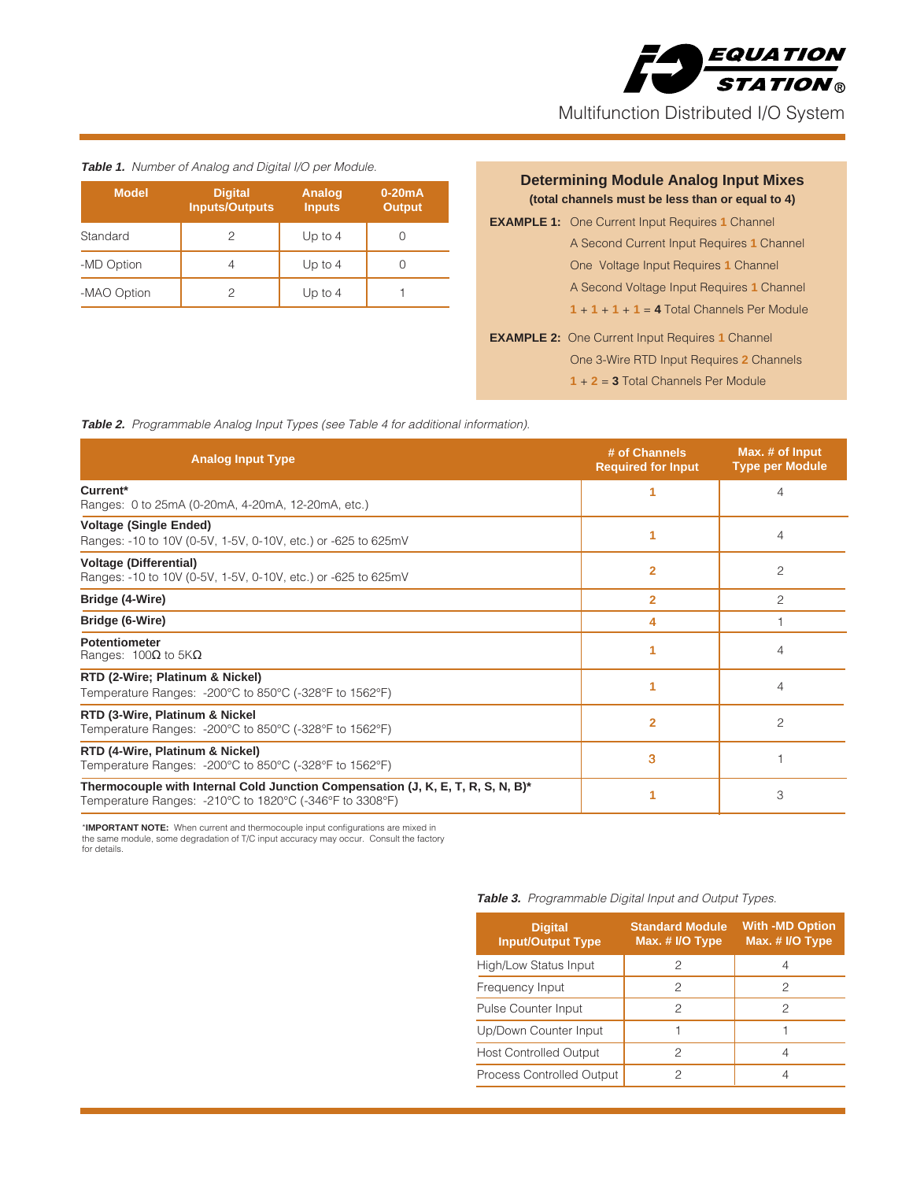*Table 1. Number of Analog and Digital I/O per Module.*

| Model | Digital Inputs/Outputs | Analog Inputs | 0-20mA Output |
|---|---|---|---|
| Standard | 2 | Up to 4 | 0 |
| -MD Option | 4 | Up to 4 | 0 |
| -MAO Option | 2 | Up to 4 | 1 |

### Determining Module Analog Input Mixes

**(total channels must be less than or equal to 4)**

**EXAMPLE 1:** One Current Input Requires 1 Channel
A Second Current Input Requires 1 Channel
One Voltage Input Requires 1 Channel
A Second Voltage Input Requires 1 Channel
1 + 1 + 1 + 1 = **4** Total Channels Per Module

**EXAMPLE 2:** One Current Input Requires 1 Channel
One 3-Wire RTD Input Requires 2 Channels
1 + 2 = **3** Total Channels Per Module

*Table 2. Programmable Analog Input Types (see Table 4 for additional information).*

| Analog Input Type | # of Channels Required for Input | Max. # of Input Type per Module |
|---|---|---|
| **Current*** Ranges: 0 to 25mA (0-20mA, 4-20mA, 12-20mA, etc.) | 1 | 4 |
| **Voltage (Single Ended)** Ranges: -10 to 10V (0-5V, 1-5V, 0-10V, etc.) or -625 to 625mV | 1 | 4 |
| **Voltage (Differential)** Ranges: -10 to 10V (0-5V, 1-5V, 0-10V, etc.) or -625 to 625mV | 2 | 2 |
| **Bridge (4-Wire)** | 2 | 2 |
| **Bridge (6-Wire)** | 4 | 1 |
| **Potentiometer** Ranges: 100Ω to 5KΩ | 1 | 4 |
| **RTD (2-Wire; Platinum & Nickel)** Temperature Ranges: -200°C to 850°C (-328°F to 1562°F) | 1 | 4 |
| **RTD (3-Wire, Platinum & Nickel** Temperature Ranges: -200°C to 850°C (-328°F to 1562°F) | 2 | 2 |
| **RTD (4-Wire, Platinum & Nickel)** Temperature Ranges: -200°C to 850°C (-328°F to 1562°F) | 3 | 1 |
| **Thermocouple with Internal Cold Junction Compensation (J, K, E, T, R, S, N, B)*** Temperature Ranges: -210°C to 1820°C (-346°F to 3308°F) | 1 | 3 |

*__IMPORTANT NOTE:__ When current and thermocouple input configurations are mixed in the same module, some degradation of T/C input accuracy may occur. Consult the factory for details.

*Table 3. Programmable Digital Input and Output Types.*

| Digital Input/Output Type | Standard Module Max. # I/O Type | With -MD Option Max. # I/O Type |
|---|---|---|
| High/Low Status Input | 2 | 4 |
| Frequency Input | 2 | 2 |
| Pulse Counter Input | 2 | 2 |
| Up/Down Counter Input | 1 | 1 |
| Host Controlled Output | 2 | 4 |
| Process Controlled Output | 2 | 4 |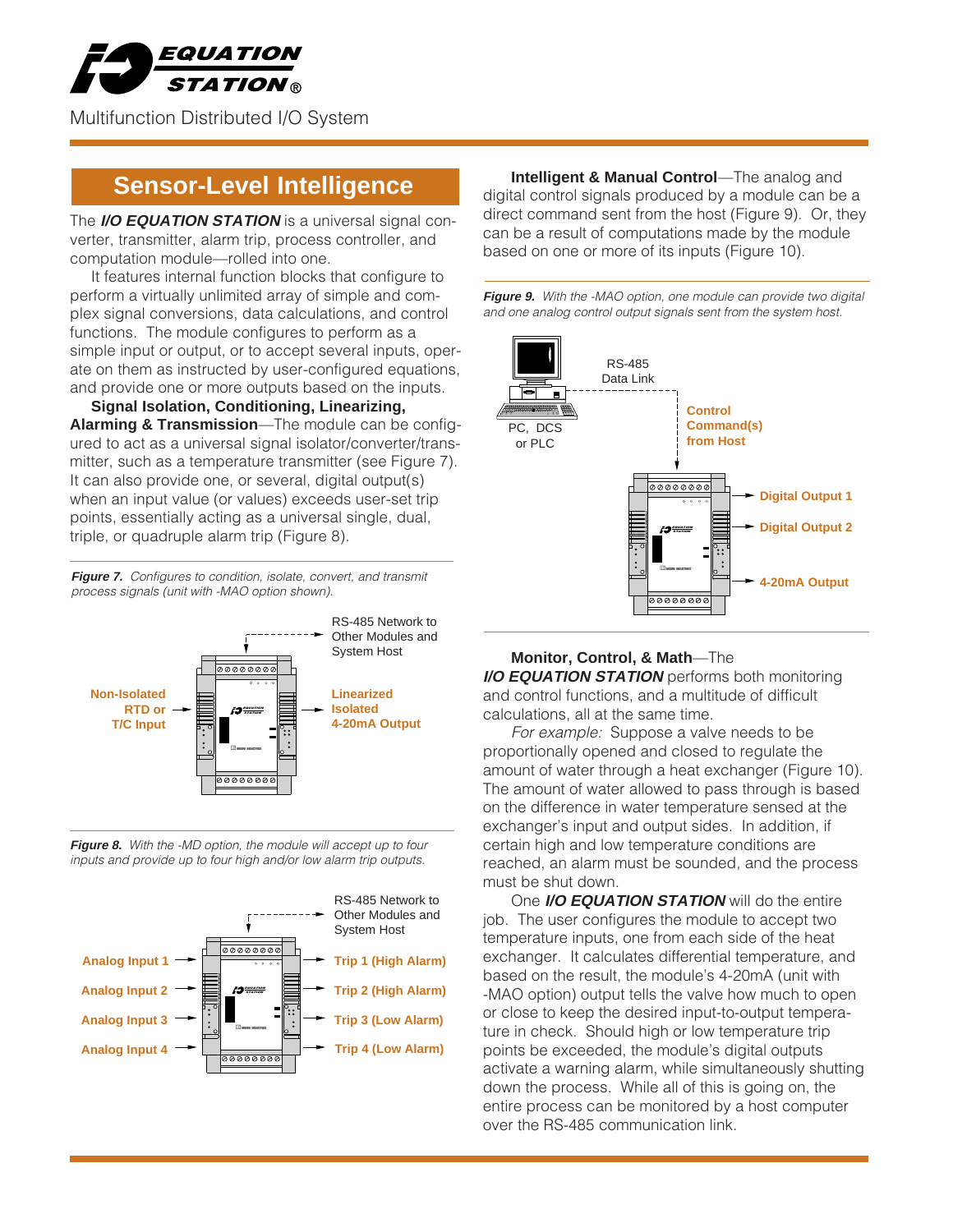# I/O EQUATION STATION®

Multifunction Distributed I/O System

## Sensor-Level Intelligence

The ***I/O EQUATION STATION*** is a universal signal converter, transmitter, alarm trip, process controller, and computation module—rolled into one.

It features internal function blocks that configure to perform a virtually unlimited array of simple and complex signal conversions, data calculations, and control functions. The module configures to perform as a simple input or output, or to accept several inputs, operate on them as instructed by user-configured equations, and provide one or more outputs based on the inputs.

**Signal Isolation, Conditioning, Linearizing, Alarming & Transmission**—The module can be configured to act as a universal signal isolator/converter/transmitter, such as a temperature transmitter (see Figure 7). It can also provide one, or several, digital output(s) when an input value (or values) exceeds user-set trip points, essentially acting as a universal single, dual, triple, or quadruple alarm trip (Figure 8).

***Figure 7.*** *Configures to condition, isolate, convert, and transmit process signals (unit with -MAO option shown).*

RS-485 Network to Other Modules and System Host

Non-Isolated RTD or T/C Input → Linearized Isolated 4-20mA Output

***Figure 8.*** *With the -MD option, the module will accept up to four inputs and provide up to four high and/or low alarm trip outputs.*

RS-485 Network to Other Modules and System Host

Analog Input 1 → Trip 1 (High Alarm)
Analog Input 2 → Trip 2 (High Alarm)
Analog Input 3 → Trip 3 (Low Alarm)
Analog Input 4 → Trip 4 (Low Alarm)

**Intelligent & Manual Control**—The analog and digital control signals produced by a module can be a direct command sent from the host (Figure 9). Or, they can be a result of computations made by the module based on one or more of its inputs (Figure 10).

***Figure 9.*** *With the -MAO option, one module can provide two digital and one analog control output signals sent from the system host.*

PC, DCS or PLC — RS-485 Data Link — Control Command(s) from Host

Digital Output 1
Digital Output 2
4-20mA Output

**Monitor, Control, & Math**—The ***I/O EQUATION STATION*** performs both monitoring and control functions, and a multitude of difficult calculations, all at the same time.

*For example:* Suppose a valve needs to be proportionally opened and closed to regulate the amount of water through a heat exchanger (Figure 10). The amount of water allowed to pass through is based on the difference in water temperature sensed at the exchanger's input and output sides. In addition, if certain high and low temperature conditions are reached, an alarm must be sounded, and the process must be shut down.

One ***I/O EQUATION STATION*** will do the entire job. The user configures the module to accept two temperature inputs, one from each side of the heat exchanger. It calculates differential temperature, and based on the result, the module's 4-20mA (unit with -MAO option) output tells the valve how much to open or close to keep the desired input-to-output temperature in check. Should high or low temperature trip points be exceeded, the module's digital outputs activate a warning alarm, while simultaneously shutting down the process. While all of this is going on, the entire process can be monitored by a host computer over the RS-485 communication link.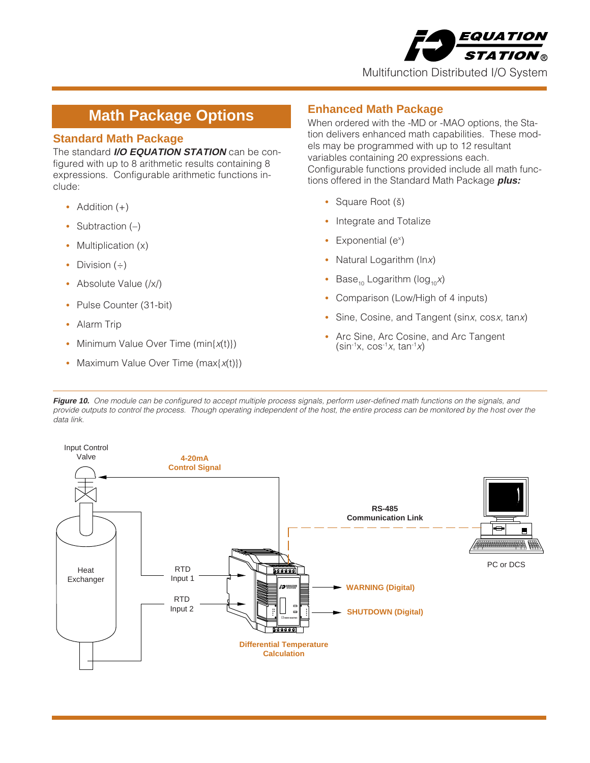# Math Package Options

## Standard Math Package

The standard ***I/O EQUATION STATION*** can be configured with up to 8 arithmetic results containing 8 expressions. Configurable arithmetic functions include:

- Addition (+)
- Subtraction (–)
- Multiplication (x)
- Division (÷)
- Absolute Value (/x/)
- Pulse Counter (31-bit)
- Alarm Trip
- Minimum Value Over Time (min{*x*(t)})
- Maximum Value Over Time (max{*x*(t)})

## Enhanced Math Package

When ordered with the -MD or -MAO options, the Station delivers enhanced math capabilities. These models may be programmed with up to 12 resultant variables containing 20 expressions each. Configurable functions provided include all math functions offered in the Standard Math Package ***plus:***

- Square Root (š)
- Integrate and Totalize
- Exponential ($e^x$)
- Natural Logarithm (ln*x*)
- Base$_{10}$ Logarithm ($\log_{10}x$)
- Comparison (Low/High of 4 inputs)
- Sine, Cosine, and Tangent (sin*x*, cos*x*, tan*x*)
- Arc Sine, Arc Cosine, and Arc Tangent ($\sin^{-1}x$, $\cos^{-1}x$, $\tan^{-1}x$)

***Figure 10.*** *One module can be configured to accept multiple process signals, perform user-defined math functions on the signals, and provide outputs to control the process. Though operating independent of the host, the entire process can be monitored by the host over the data link.*

Input Control Valve

4-20mA Control Signal

RS-485 Communication Link

PC or DCS

Heat Exchanger

RTD Input 1

RTD Input 2

WARNING (Digital)

SHUTDOWN (Digital)

Differential Temperature Calculation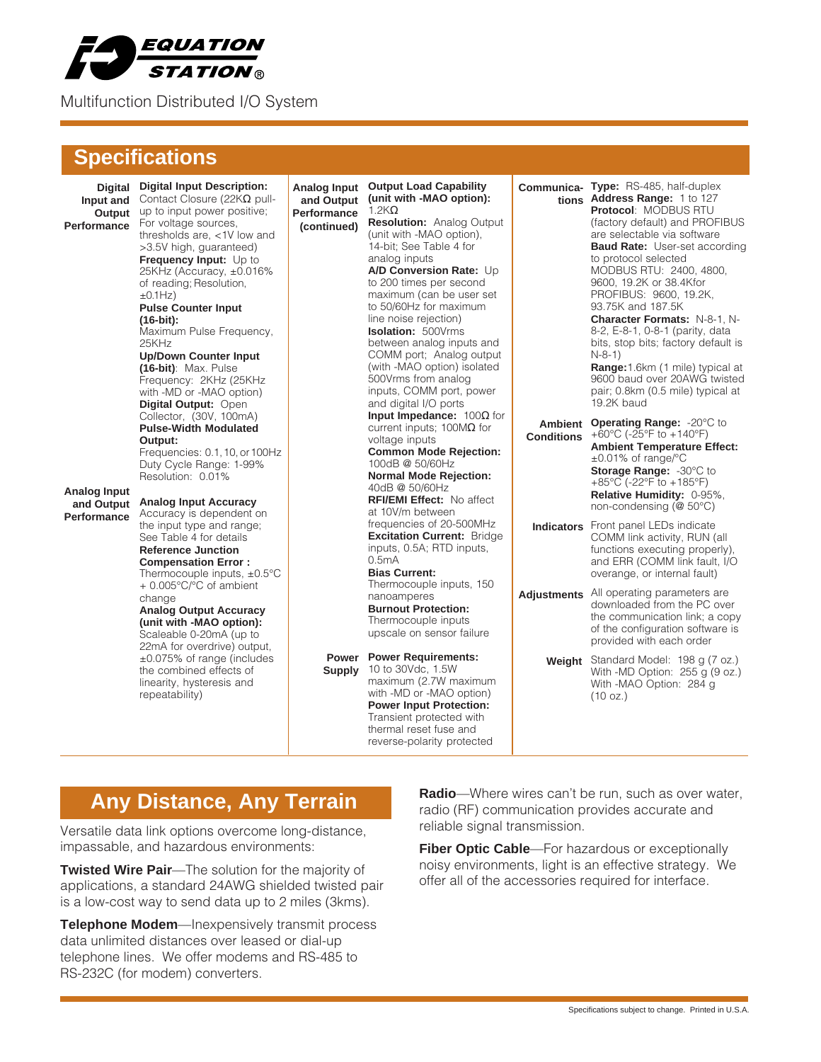# EQUATION STATION®

Multifunction Distributed I/O System

## Specifications

**Digital Input and Output Performance**

**Digital Input Description:** Contact Closure (22KΩ pull-up to input power positive; For voltage sources, thresholds are, <1V low and >3.5V high, guaranteed)
**Frequency Input:** Up to 25KHz (Accuracy, ±0.016% of reading; Resolution, ±0.1Hz)
**Pulse Counter Input (16-bit):** Maximum Pulse Frequency, 25KHz
**Up/Down Counter Input (16-bit)**: Max. Pulse Frequency: 2KHz (25KHz with -MD or -MAO option)
**Digital Output:** Open Collector, (30V, 100mA)
**Pulse-Width Modulated Output:** Frequencies: 0.1, 10, or 100Hz Duty Cycle Range: 1-99% Resolution: 0.01%

**Analog Input and Output Performance**

**Analog Input Accuracy** Accuracy is dependent on the input type and range; See Table 4 for details
**Reference Junction Compensation Error :** Thermocouple inputs, ±0.5°C + 0.005°C/°C of ambient change
**Analog Output Accuracy (unit with -MAO option):** Scaleable 0-20mA (up to 22mA for overdrive) output, ±0.075% of range (includes the combined effects of linearity, hysteresis and repeatability)

**Analog Input and Output Performance (continued)**

**Output Load Capability (unit with -MAO option):** 1.2KΩ
**Resolution:** Analog Output (unit with -MAO option), 14-bit; See Table 4 for analog inputs
**A/D Conversion Rate:** Up to 200 times per second maximum (can be user set to 50/60Hz for maximum line noise rejection)
**Isolation:** 500Vrms between analog inputs and COMM port; Analog output (with -MAO option) isolated 500Vrms from analog inputs, COMM port, power and digital I/O ports
**Input Impedance:** 100Ω for current inputs; 100MΩ for voltage inputs
**Common Mode Rejection:** 100dB @ 50/60Hz
**Normal Mode Rejection:** 40dB @ 50/60Hz
**RFI/EMI Effect:** No affect at 10V/m between frequencies of 20-500MHz
**Excitation Current:** Bridge inputs, 0.5A; RTD inputs, 0.5mA
**Bias Current:** Thermocouple inputs, 150 nanoamperes
**Burnout Protection:** Thermocouple inputs upscale on sensor failure

**Power Supply**

**Power Requirements:** 10 to 30Vdc, 1.5W maximum (2.7W maximum with -MD or -MAO option)
**Power Input Protection:** Transient protected with thermal reset fuse and reverse-polarity protected

**Communications**

**Type:** RS-485, half-duplex
**Address Range:** 1 to 127
**Protocol**: MODBUS RTU (factory default) and PROFIBUS are selectable via software
**Baud Rate:** User-set according to protocol selected MODBUS RTU: 2400, 4800, 9600, 19.2K or 38.4Kfor PROFIBUS: 9600, 19.2K, 93.75K and 187.5K
**Character Formats:** N-8-1, N-8-2, E-8-1, 0-8-1 (parity, data bits, stop bits; factory default is N-8-1)
**Range:** 1.6km (1 mile) typical at 9600 baud over 20AWG twisted pair; 0.8km (0.5 mile) typical at 19.2K baud

**Ambient Conditions**

**Operating Range:** -20°C to +60°C (-25°F to +140°F)
**Ambient Temperature Effect:** ±0.01% of range/°C
**Storage Range:** -30°C to +85°C (-22°F to +185°F)
**Relative Humidity:** 0-95%, non-condensing (@ 50°C)

**Indicators**

Front panel LEDs indicate COMM link activity, RUN (all functions executing properly), and ERR (COMM link fault, I/O overange, or internal fault)

**Adjustments**

All operating parameters are downloaded from the PC over the communication link; a copy of the configuration software is provided with each order

**Weight**

Standard Model: 198 g (7 oz.)
With -MD Option: 255 g (9 oz.)
With -MAO Option: 284 g (10 oz.)

## Any Distance, Any Terrain

Versatile data link options overcome long-distance, impassable, and hazardous environments:

**Twisted Wire Pair**—The solution for the majority of applications, a standard 24AWG shielded twisted pair is a low-cost way to send data up to 2 miles (3kms).

**Telephone Modem**—Inexpensively transmit process data unlimited distances over leased or dial-up telephone lines. We offer modems and RS-485 to RS-232C (for modem) converters.

**Radio**—Where wires can't be run, such as over water, radio (RF) communication provides accurate and reliable signal transmission.

**Fiber Optic Cable**—For hazardous or exceptionally noisy environments, light is an effective strategy. We offer all of the accessories required for interface.

Specifications subject to change. Printed in U.S.A.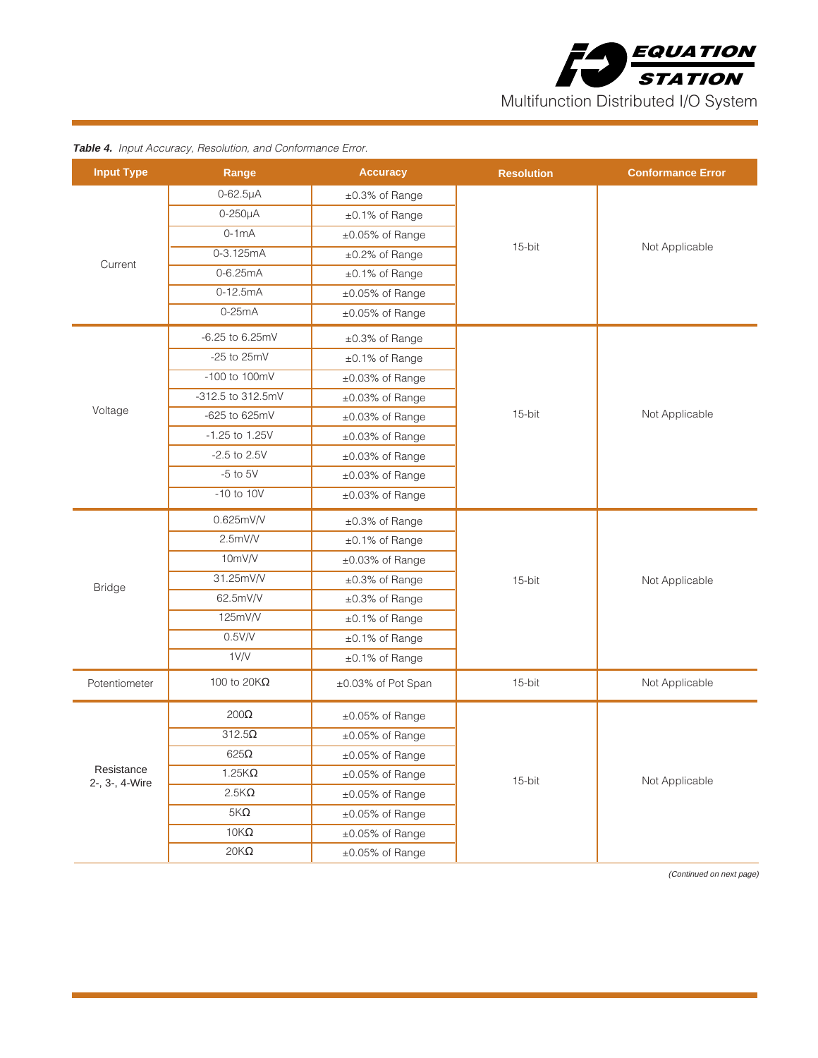***Table 4.*** *Input Accuracy, Resolution, and Conformance Error.*

| Input Type | Range | Accuracy | Resolution | Conformance Error |
|---|---|---|---|---|
| Current | 0-62.5µA | ±0.3% of Range | 15-bit | Not Applicable |
| | 0-250µA | ±0.1% of Range | | |
| | 0-1mA | ±0.05% of Range | | |
| | 0-3.125mA | ±0.2% of Range | | |
| | 0-6.25mA | ±0.1% of Range | | |
| | 0-12.5mA | ±0.05% of Range | | |
| | 0-25mA | ±0.05% of Range | | |
| Voltage | -6.25 to 6.25mV | ±0.3% of Range | 15-bit | Not Applicable |
| | -25 to 25mV | ±0.1% of Range | | |
| | -100 to 100mV | ±0.03% of Range | | |
| | -312.5 to 312.5mV | ±0.03% of Range | | |
| | -625 to 625mV | ±0.03% of Range | | |
| | -1.25 to 1.25V | ±0.03% of Range | | |
| | -2.5 to 2.5V | ±0.03% of Range | | |
| | -5 to 5V | ±0.03% of Range | | |
| | -10 to 10V | ±0.03% of Range | | |
| Bridge | 0.625mV/V | ±0.3% of Range | 15-bit | Not Applicable |
| | 2.5mV/V | ±0.1% of Range | | |
| | 10mV/V | ±0.03% of Range | | |
| | 31.25mV/V | ±0.3% of Range | | |
| | 62.5mV/V | ±0.3% of Range | | |
| | 125mV/V | ±0.1% of Range | | |
| | 0.5V/V | ±0.1% of Range | | |
| | 1V/V | ±0.1% of Range | | |
| Potentiometer | 100 to 20KΩ | ±0.03% of Pot Span | 15-bit | Not Applicable |
| Resistance 2-, 3-, 4-Wire | 200Ω | ±0.05% of Range | 15-bit | Not Applicable |
| | 312.5Ω | ±0.05% of Range | | |
| | 625Ω | ±0.05% of Range | | |
| | 1.25KΩ | ±0.05% of Range | | |
| | 2.5KΩ | ±0.05% of Range | | |
| | 5KΩ | ±0.05% of Range | | |
| | 10KΩ | ±0.05% of Range | | |
| | 20KΩ | ±0.05% of Range | | |

*(Continued on next page)*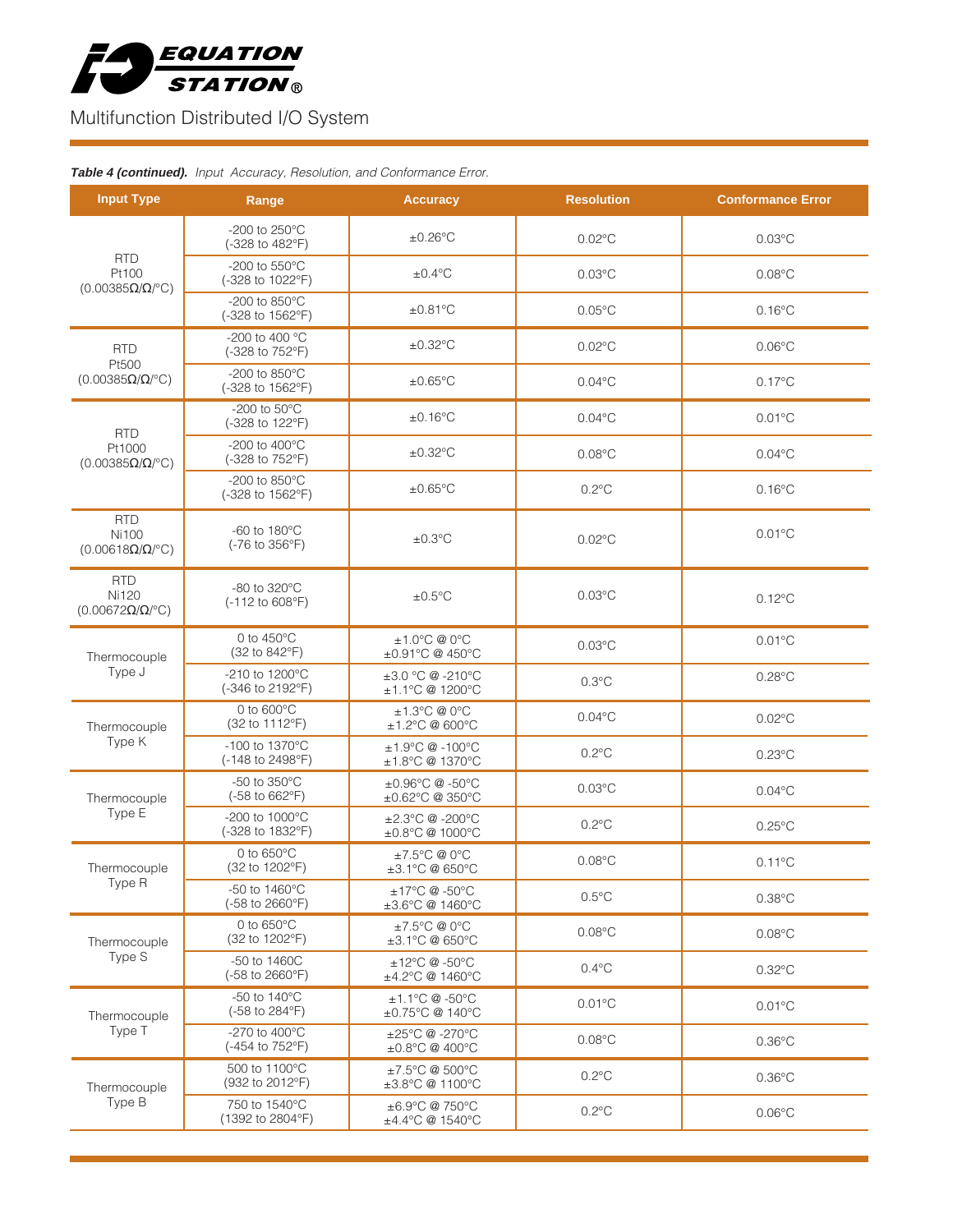**Table 4 (continued).** *Input Accuracy, Resolution, and Conformance Error.*

| Input Type | Range | Accuracy | Resolution | Conformance Error |
|---|---|---|---|---|
| RTD Pt100 (0.00385Ω/Ω/°C) | -200 to 250°C (-328 to 482°F) | ±0.26°C | 0.02°C | 0.03°C |
| | -200 to 550°C (-328 to 1022°F) | ±0.4°C | 0.03°C | 0.08°C |
| | -200 to 850°C (-328 to 1562°F) | ±0.81°C | 0.05°C | 0.16°C |
| RTD Pt500 (0.00385Ω/Ω/°C) | -200 to 400 °C (-328 to 752°F) | ±0.32°C | 0.02°C | 0.06°C |
| | -200 to 850°C (-328 to 1562°F) | ±0.65°C | 0.04°C | 0.17°C |
| RTD Pt1000 (0.00385Ω/Ω/°C) | -200 to 50°C (-328 to 122°F) | ±0.16°C | 0.04°C | 0.01°C |
| | -200 to 400°C (-328 to 752°F) | ±0.32°C | 0.08°C | 0.04°C |
| | -200 to 850°C (-328 to 1562°F) | ±0.65°C | 0.2°C | 0.16°C |
| RTD Ni100 (0.00618Ω/Ω/°C) | -60 to 180°C (-76 to 356°F) | ±0.3°C | 0.02°C | 0.01°C |
| RTD Ni120 (0.00672Ω/Ω/°C) | -80 to 320°C (-112 to 608°F) | ±0.5°C | 0.03°C | 0.12°C |
| Thermocouple Type J | 0 to 450°C (32 to 842°F) | ±1.0°C @ 0°C ±0.91°C @ 450°C | 0.03°C | 0.01°C |
| | -210 to 1200°C (-346 to 2192°F) | ±3.0 °C @ -210°C ±1.1°C @ 1200°C | 0.3°C | 0.28°C |
| Thermocouple Type K | 0 to 600°C (32 to 1112°F) | ±1.3°C @ 0°C ±1.2°C @ 600°C | 0.04°C | 0.02°C |
| | -100 to 1370°C (-148 to 2498°F) | ±1.9°C @ -100°C ±1.8°C @ 1370°C | 0.2°C | 0.23°C |
| Thermocouple Type E | -50 to 350°C (-58 to 662°F) | ±0.96°C @ -50°C ±0.62°C @ 350°C | 0.03°C | 0.04°C |
| | -200 to 1000°C (-328 to 1832°F) | ±2.3°C @ -200°C ±0.8°C @ 1000°C | 0.2°C | 0.25°C |
| Thermocouple Type R | 0 to 650°C (32 to 1202°F) | ±7.5°C @ 0°C ±3.1°C @ 650°C | 0.08°C | 0.11°C |
| | -50 to 1460°C (-58 to 2660°F) | ±17°C @ -50°C ±3.6°C @ 1460°C | 0.5°C | 0.38°C |
| Thermocouple Type S | 0 to 650°C (32 to 1202°F) | ±7.5°C @ 0°C ±3.1°C @ 650°C | 0.08°C | 0.08°C |
| | -50 to 1460C (-58 to 2660°F) | ±12°C @ -50°C ±4.2°C @ 1460°C | 0.4°C | 0.32°C |
| Thermocouple Type T | -50 to 140°C (-58 to 284°F) | ±1.1°C @ -50°C ±0.75°C @ 140°C | 0.01°C | 0.01°C |
| | -270 to 400°C (-454 to 752°F) | ±25°C @ -270°C ±0.8°C @ 400°C | 0.08°C | 0.36°C |
| Thermocouple Type B | 500 to 1100°C (932 to 2012°F) | ±7.5°C @ 500°C ±3.8°C @ 1100°C | 0.2°C | 0.36°C |
| | 750 to 1540°C (1392 to 2804°F) | ±6.9°C @ 750°C ±4.4°C @ 1540°C | 0.2°C | 0.06°C |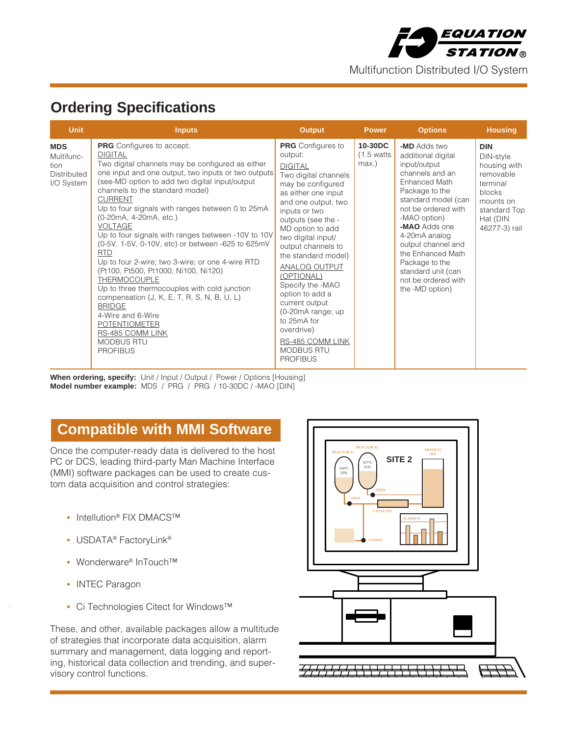Multifunction Distributed I/O System

## Ordering Specifications

| Unit | Inputs | Output | Power | Options | Housing |
|---|---|---|---|---|---|
| **MDS** Multifunction Distributed I/O System | **PRG** Configures to accept: <br> DIGITAL <br> Two digital channels may be configured as either one input and one output, two inputs or two outputs (see-MD option to add two digital input/output channels to the standard model) <br> CURRENT <br> Up to four signals with ranges between 0 to 25mA (0-20mA, 4-20mA, etc.) <br> VOLTAGE <br> Up to four signals with ranges between -10V to 10V (0-5V, 1-5V, 0-10V, etc) or between -625 to 625mV <br> RTD <br> Up to four 2-wire; two 3-wire; or one 4-wire RTD (Pt100, Pt500, Pt1000; Ni100, Ni120) <br> THERMOCOUPLE <br> Up to three thermocouples with cold junction compensation (J, K, E, T, R, S, N, B, U, L) <br> BRIDGE <br> 4-Wire and 6-Wire <br> POTENTIOMETER <br> RS-485 COMM LINK <br> MODBUS RTU <br> PROFIBUS | **PRG** Configures to output: <br> DIGITAL <br> Two digital channels may be configured as either one input and one output, two inputs or two outputs (see the -MD option to add two digital input/ output channels to the standard model) <br> ANALOG OUTPUT (OPTIONAL) <br> Specify the -MAO option to add a current output (0-20mA range; up to 25mA for overdrive) <br> RS-485 COMM LINK <br> MODBUS RTU <br> PROFIBUS | **10-30DC** (1.5 watts max.) | **-MD** Adds two additional digital input/output channels and an Enhanced Math Package to the standard model (can not be ordered with -MAO option) <br> **-MAO** Adds one 4-20mA analog output channel and the Enhanced Math Package to the standard unit (can not be ordered with the -MD option) | **DIN** DIN-style housing with removable terminal blocks mounts on standard Top Hat (DIN 46277-3) rail |

**When ordering, specify:** Unit / Input / Output / Power / Options [Housing]
**Model number example:** MDS / PRG / PRG / 10-30DC / -MAO [DIN]

## Compatible with MMI Software

Once the computer-ready data is delivered to the host PC or DCS, leading third-party Man Machine Interface (MMI) software packages can be used to create custom data acquisition and control strategies:

- Intellution® FIX DMACS™
- USDATA® FactoryLink®
- Wonderware® InTouch™
- INTEC Paragon
- Ci Technologies Citect for Windows™

These, and other, available packages allow a multitude of strategies that incorporate data acquisition, alarm summary and management, data logging and reporting, historical data collection and trending, and supervisory control functions.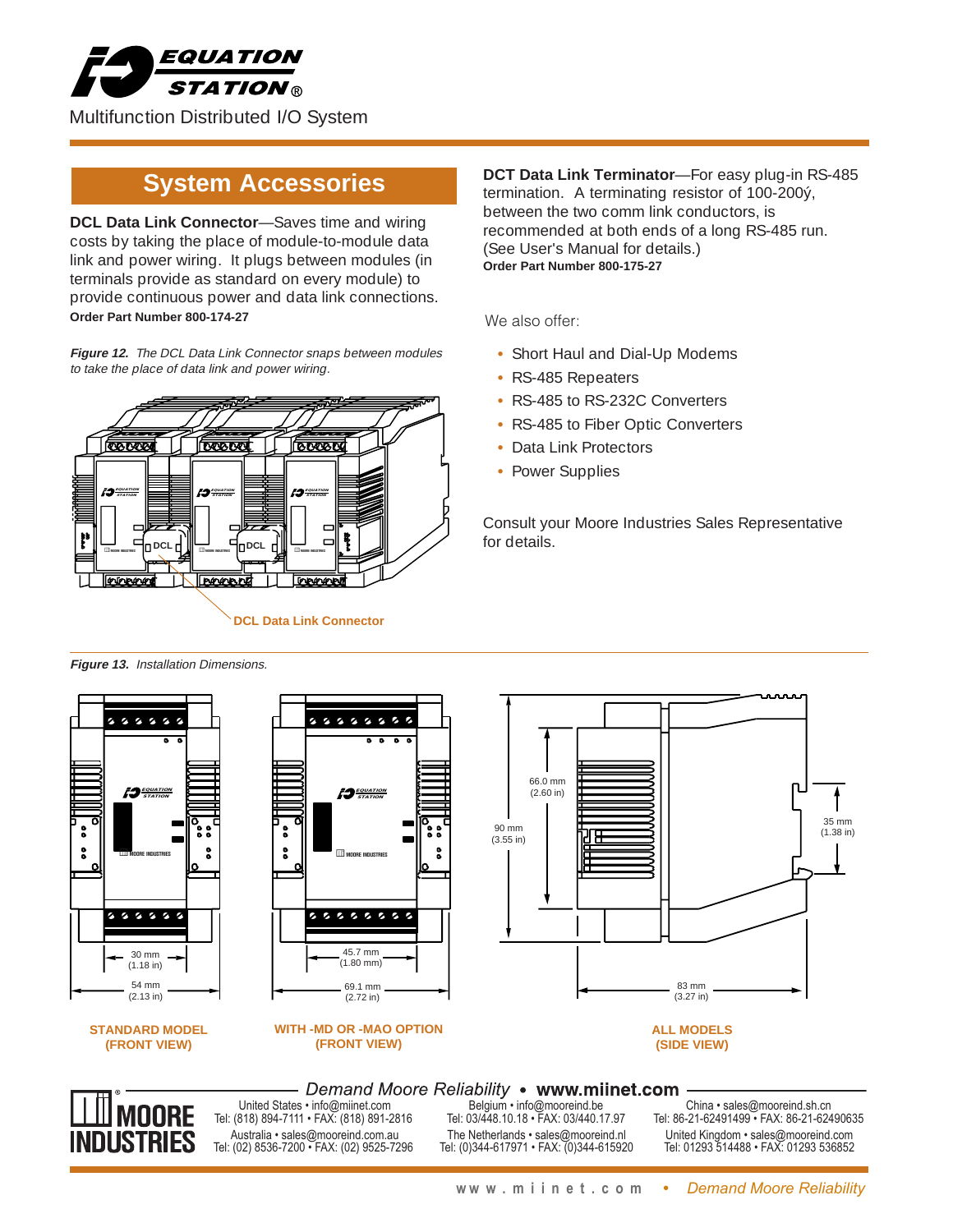# Equation Station®

Multifunction Distributed I/O System

## System Accessories

**DCL Data Link Connector**—Saves time and wiring costs by taking the place of module-to-module data link and power wiring. It plugs between modules (in terminals provide as standard on every module) to provide continuous power and data link connections.
**Order Part Number 800-174-27**

*Figure 12. The DCL Data Link Connector snaps between modules to take the place of data link and power wiring.*

DCL Data Link Connector

**DCT Data Link Terminator**—For easy plug-in RS-485 termination. A terminating resistor of 100-200ý, between the two comm link conductors, is recommended at both ends of a long RS-485 run. (See User's Manual for details.)
**Order Part Number 800-175-27**

We also offer:

- Short Haul and Dial-Up Modems
- RS-485 Repeaters
- RS-485 to RS-232C Converters
- RS-485 to Fiber Optic Converters
- Data Link Protectors
- Power Supplies

Consult your Moore Industries Sales Representative for details.

*Figure 13. Installation Dimensions.*

30 mm (1.18 in)
54 mm (2.13 in)

**STANDARD MODEL (FRONT VIEW)**

45.7 mm (1.80 mm)
69.1 mm (2.72 in)

**WITH -MD OR -MAO OPTION (FRONT VIEW)**

66.0 mm (2.60 in)
90 mm (3.55 in)
35 mm (1.38 in)
83 mm (3.27 in)

**ALL MODELS (SIDE VIEW)**

*Demand Moore Reliability* • **www.miinet.com**

MOORE INDUSTRIES

United States • info@miinet.com
Tel: (818) 894-7111 • FAX: (818) 891-2816
Australia • sales@mooreind.com.au
Tel: (02) 8536-7200 • FAX: (02) 9525-7296

Belgium • info@mooreind.be
Tel: 03/448.10.18 • FAX: 03/440.17.97
The Netherlands • sales@mooreind.nl
Tel: (0)344-617971 • FAX: (0)344-615920

China • sales@mooreind.sh.cn
Tel: 86-21-62491499 • FAX: 86-21-62490635
United Kingdom • sales@mooreind.com
Tel: 01293 514488 • FAX: 01293 536852